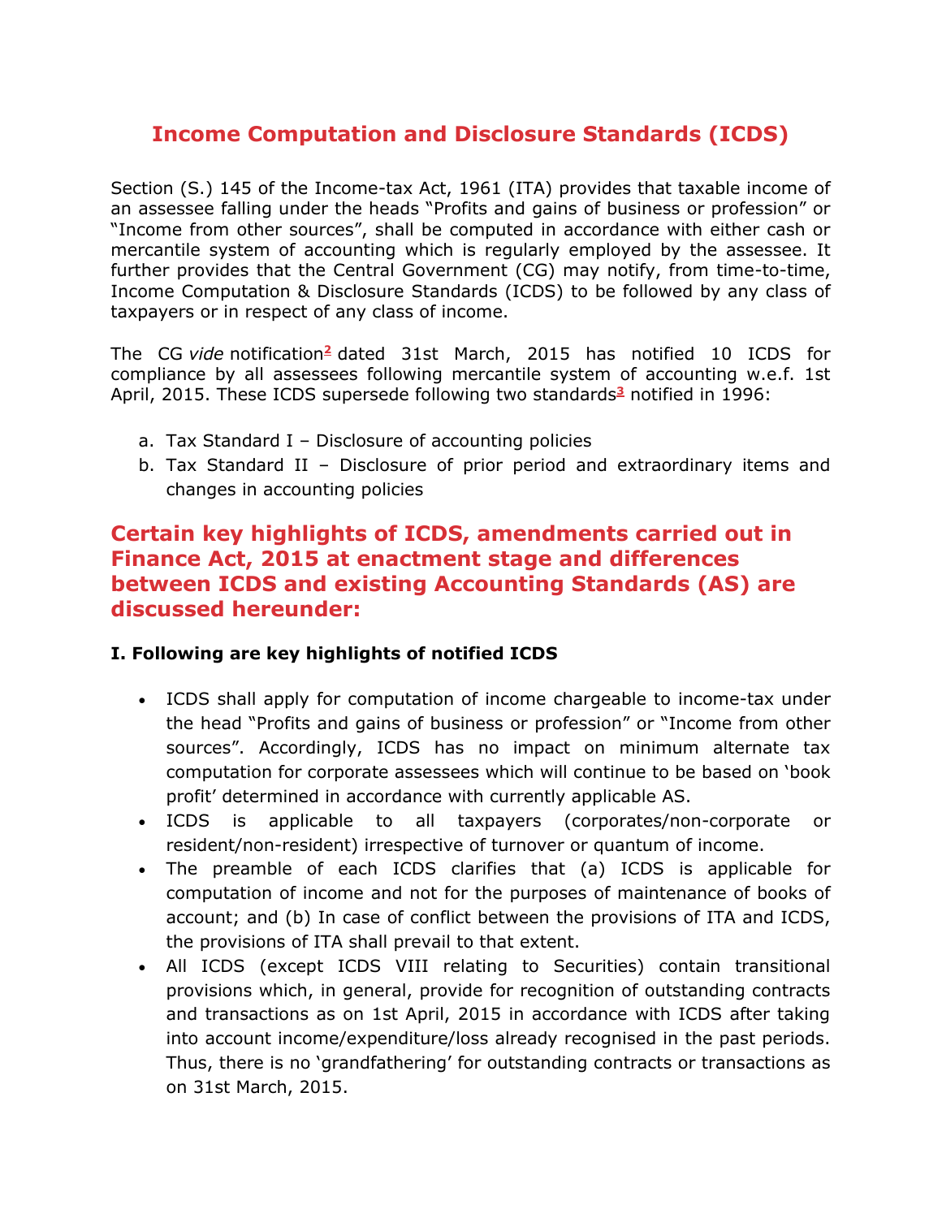# Income Computation and Disclosure Standards (ICDS)

Section (S.) 145 of the Income-tax Act, 1961 (ITA) provides that taxable income of an assessee falling under the heads "Profits and gains of business or profession" or "Income from other sources", shall be computed in accordance with either cash or mercantile system of accounting which is regularly employed by the assessee. It further provides that the Central Government (CG) may notify, from time-to-time, Income Computation & Disclosure Standards (ICDS) to be followed by any class of taxpayers or in respect of any class of income.

The CG *vide* notification[2] dated 31st March, 2015 has notified 10 ICDS for compliance by all assessees following mercantile system of accounting w.e.f. 1st April, 2015. These ICDS supersede following two standards[3] notified in 1996:

a. Tax Standard I – Disclosure of accounting policies
b. Tax Standard II – Disclosure of prior period and extraordinary items and changes in accounting policies

## Certain key highlights of ICDS, amendments carried out in Finance Act, 2015 at enactment stage and differences between ICDS and existing Accounting Standards (AS) are discussed hereunder:

### I. Following are key highlights of notified ICDS

- ICDS shall apply for computation of income chargeable to income-tax under the head "Profits and gains of business or profession" or "Income from other sources". Accordingly, ICDS has no impact on minimum alternate tax computation for corporate assessees which will continue to be based on 'book profit' determined in accordance with currently applicable AS.
- ICDS is applicable to all taxpayers (corporates/non-corporate or resident/non-resident) irrespective of turnover or quantum of income.
- The preamble of each ICDS clarifies that (a) ICDS is applicable for computation of income and not for the purposes of maintenance of books of account; and (b) In case of conflict between the provisions of ITA and ICDS, the provisions of ITA shall prevail to that extent.
- All ICDS (except ICDS VIII relating to Securities) contain transitional provisions which, in general, provide for recognition of outstanding contracts and transactions as on 1st April, 2015 in accordance with ICDS after taking into account income/expenditure/loss already recognised in the past periods. Thus, there is no 'grandfathering' for outstanding contracts or transactions as on 31st March, 2015.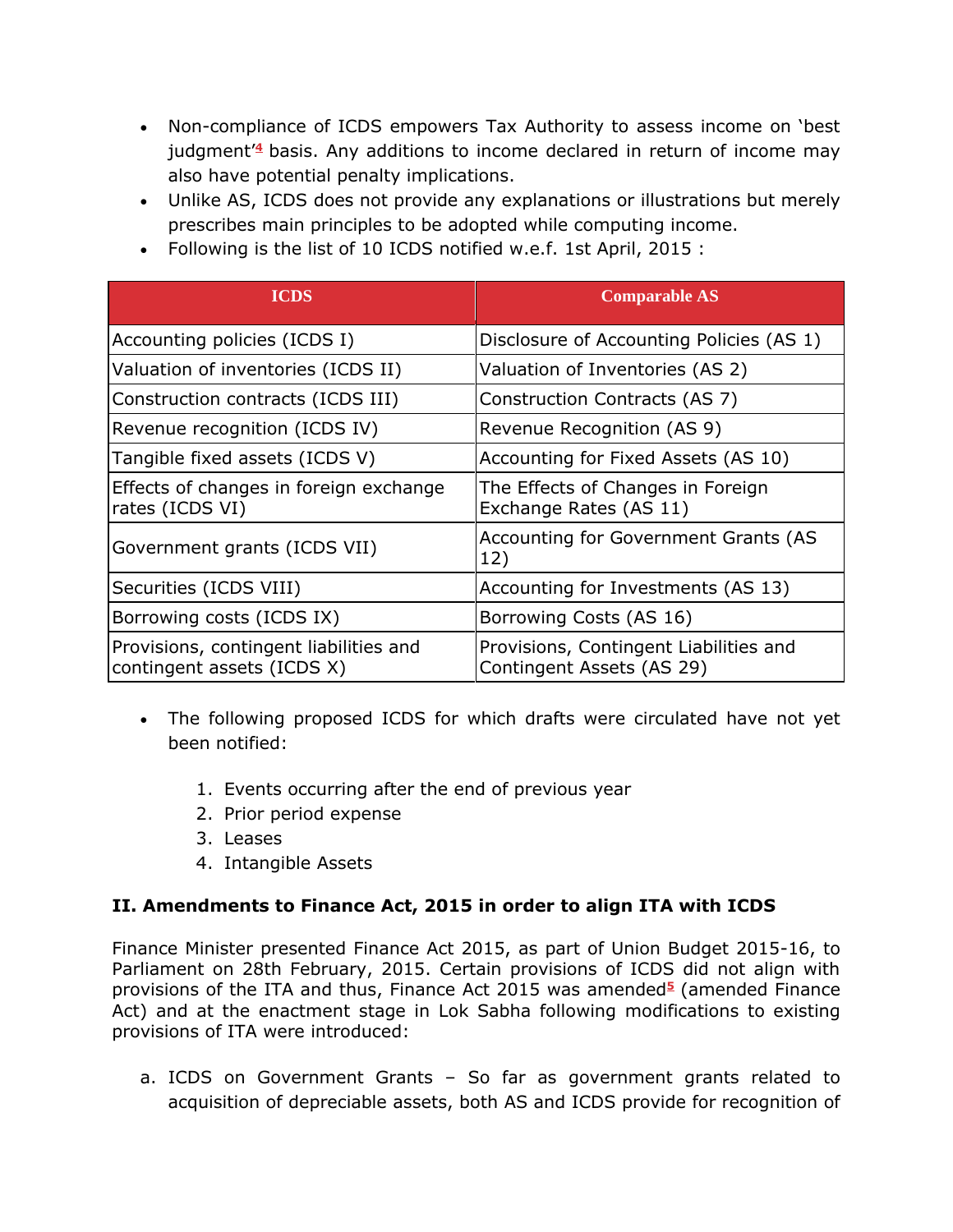- Non-compliance of ICDS empowers Tax Authority to assess income on 'best judgment'[4] basis. Any additions to income declared in return of income may also have potential penalty implications.
- Unlike AS, ICDS does not provide any explanations or illustrations but merely prescribes main principles to be adopted while computing income.
- Following is the list of 10 ICDS notified w.e.f. 1st April, 2015 :

| ICDS | Comparable AS |
| --- | --- |
| Accounting policies (ICDS I) | Disclosure of Accounting Policies (AS 1) |
| Valuation of inventories (ICDS II) | Valuation of Inventories (AS 2) |
| Construction contracts (ICDS III) | Construction Contracts (AS 7) |
| Revenue recognition (ICDS IV) | Revenue Recognition (AS 9) |
| Tangible fixed assets (ICDS V) | Accounting for Fixed Assets (AS 10) |
| Effects of changes in foreign exchange rates (ICDS VI) | The Effects of Changes in Foreign Exchange Rates (AS 11) |
| Government grants (ICDS VII) | Accounting for Government Grants (AS 12) |
| Securities (ICDS VIII) | Accounting for Investments (AS 13) |
| Borrowing costs (ICDS IX) | Borrowing Costs (AS 16) |
| Provisions, contingent liabilities and contingent assets (ICDS X) | Provisions, Contingent Liabilities and Contingent Assets (AS 29) |

- The following proposed ICDS for which drafts were circulated have not yet been notified:

  1. Events occurring after the end of previous year
  2. Prior period expense
  3. Leases
  4. Intangible Assets

**II. Amendments to Finance Act, 2015 in order to align ITA with ICDS**

Finance Minister presented Finance Act 2015, as part of Union Budget 2015-16, to Parliament on 28th February, 2015. Certain provisions of ICDS did not align with provisions of the ITA and thus, Finance Act 2015 was amended[5] (amended Finance Act) and at the enactment stage in Lok Sabha following modifications to existing provisions of ITA were introduced:

a. ICDS on Government Grants – So far as government grants related to acquisition of depreciable assets, both AS and ICDS provide for recognition of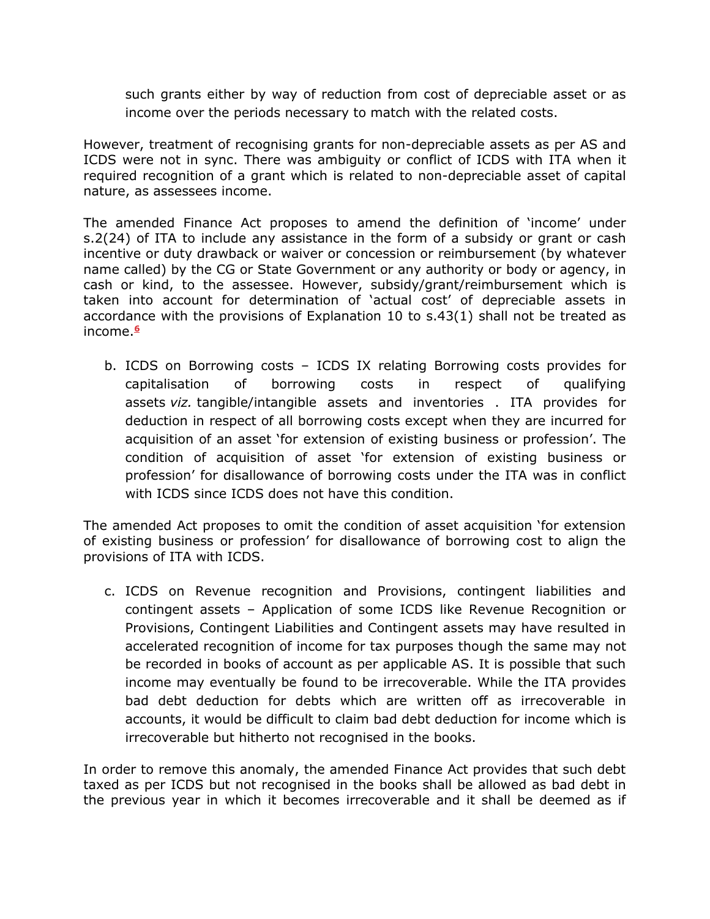such grants either by way of reduction from cost of depreciable asset or as income over the periods necessary to match with the related costs.

However, treatment of recognising grants for non-depreciable assets as per AS and ICDS were not in sync. There was ambiguity or conflict of ICDS with ITA when it required recognition of a grant which is related to non-depreciable asset of capital nature, as assessees income.

The amended Finance Act proposes to amend the definition of 'income' under s.2(24) of ITA to include any assistance in the form of a subsidy or grant or cash incentive or duty drawback or waiver or concession or reimbursement (by whatever name called) by the CG or State Government or any authority or body or agency, in cash or kind, to the assessee. However, subsidy/grant/reimbursement which is taken into account for determination of 'actual cost' of depreciable assets in accordance with the provisions of Explanation 10 to s.43(1) shall not be treated as income.[6]

b. ICDS on Borrowing costs – ICDS IX relating Borrowing costs provides for capitalisation of borrowing costs in respect of qualifying assets *viz.* tangible/intangible assets and inventories . ITA provides for deduction in respect of all borrowing costs except when they are incurred for acquisition of an asset 'for extension of existing business or profession'. The condition of acquisition of asset 'for extension of existing business or profession' for disallowance of borrowing costs under the ITA was in conflict with ICDS since ICDS does not have this condition.

The amended Act proposes to omit the condition of asset acquisition 'for extension of existing business or profession' for disallowance of borrowing cost to align the provisions of ITA with ICDS.

c. ICDS on Revenue recognition and Provisions, contingent liabilities and contingent assets – Application of some ICDS like Revenue Recognition or Provisions, Contingent Liabilities and Contingent assets may have resulted in accelerated recognition of income for tax purposes though the same may not be recorded in books of account as per applicable AS. It is possible that such income may eventually be found to be irrecoverable. While the ITA provides bad debt deduction for debts which are written off as irrecoverable in accounts, it would be difficult to claim bad debt deduction for income which is irrecoverable but hitherto not recognised in the books.

In order to remove this anomaly, the amended Finance Act provides that such debt taxed as per ICDS but not recognised in the books shall be allowed as bad debt in the previous year in which it becomes irrecoverable and it shall be deemed as if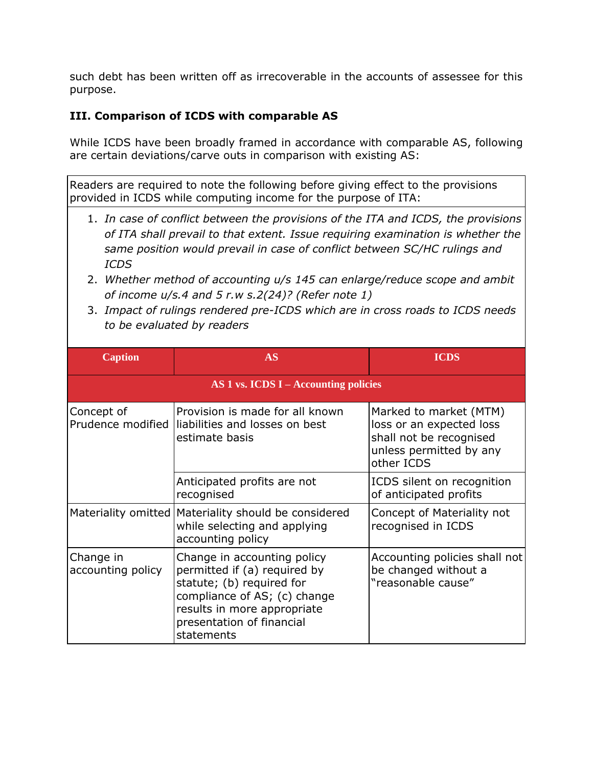such debt has been written off as irrecoverable in the accounts of assessee for this purpose.

### III. Comparison of ICDS with comparable AS

While ICDS have been broadly framed in accordance with comparable AS, following are certain deviations/carve outs in comparison with existing AS:

Readers are required to note the following before giving effect to the provisions provided in ICDS while computing income for the purpose of ITA:

1. *In case of conflict between the provisions of the ITA and ICDS, the provisions of ITA shall prevail to that extent. Issue requiring examination is whether the same position would prevail in case of conflict between SC/HC rulings and ICDS*
2. *Whether method of accounting u/s 145 can enlarge/reduce scope and ambit of income u/s.4 and 5 r.w s.2(24)? (Refer note 1)*
3. *Impact of rulings rendered pre-ICDS which are in cross roads to ICDS needs to be evaluated by readers*

| Caption | AS | ICDS |
|---|---|---|
| **AS 1 vs. ICDS I – Accounting policies** | | |
| Concept of Prudence modified | Provision is made for all known liabilities and losses on best estimate basis | Marked to market (MTM) loss or an expected loss shall not be recognised unless permitted by any other ICDS |
| | Anticipated profits are not recognised | ICDS silent on recognition of anticipated profits |
| Materiality omitted | Materiality should be considered while selecting and applying accounting policy | Concept of Materiality not recognised in ICDS |
| Change in accounting policy | Change in accounting policy permitted if (a) required by statute; (b) required for compliance of AS; (c) change results in more appropriate presentation of financial statements | Accounting policies shall not be changed without a "reasonable cause" |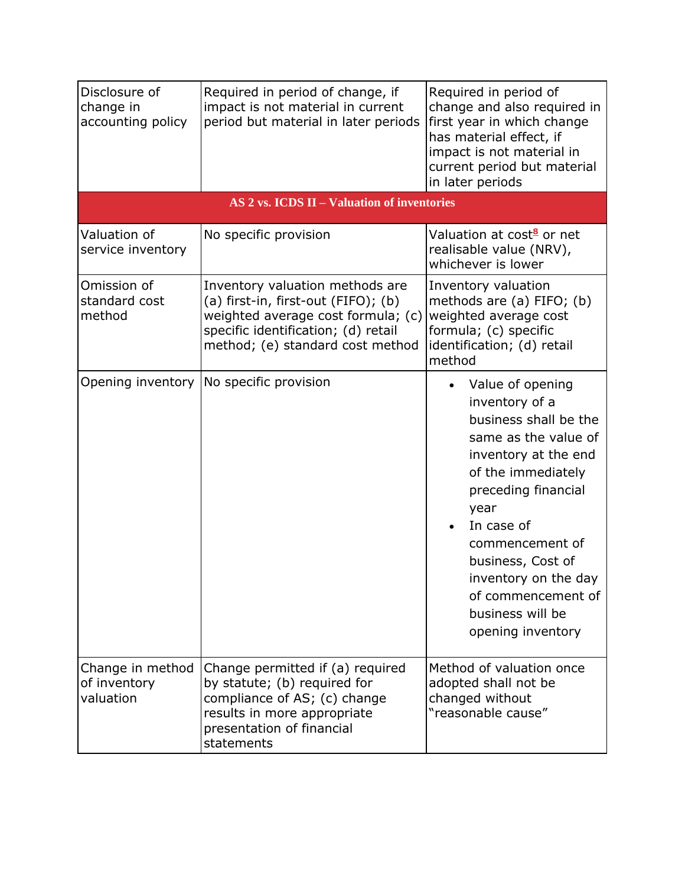| | | |
|---|---|---|
| Disclosure of change in accounting policy | Required in period of change, if impact is not material in current period but material in later periods | Required in period of change and also required in first year in which change has material effect, if impact is not material in current period but material in later periods |
| **AS 2 vs. ICDS II – Valuation of inventories** | | |
| Valuation of service inventory | No specific provision | Valuation at cost[8] or net realisable value (NRV), whichever is lower |
| Omission of standard cost method | Inventory valuation methods are (a) first-in, first-out (FIFO); (b) weighted average cost formula; (c) specific identification; (d) retail method; (e) standard cost method | Inventory valuation methods are (a) FIFO; (b) weighted average cost formula; (c) specific identification; (d) retail method |
| Opening inventory | No specific provision | • Value of opening inventory of a business shall be the same as the value of inventory at the end of the immediately preceding financial year<br>• In case of commencement of business, Cost of inventory on the day of commencement of business will be opening inventory |
| Change in method of inventory valuation | Change permitted if (a) required by statute; (b) required for compliance of AS; (c) change results in more appropriate presentation of financial statements | Method of valuation once adopted shall not be changed without "reasonable cause" |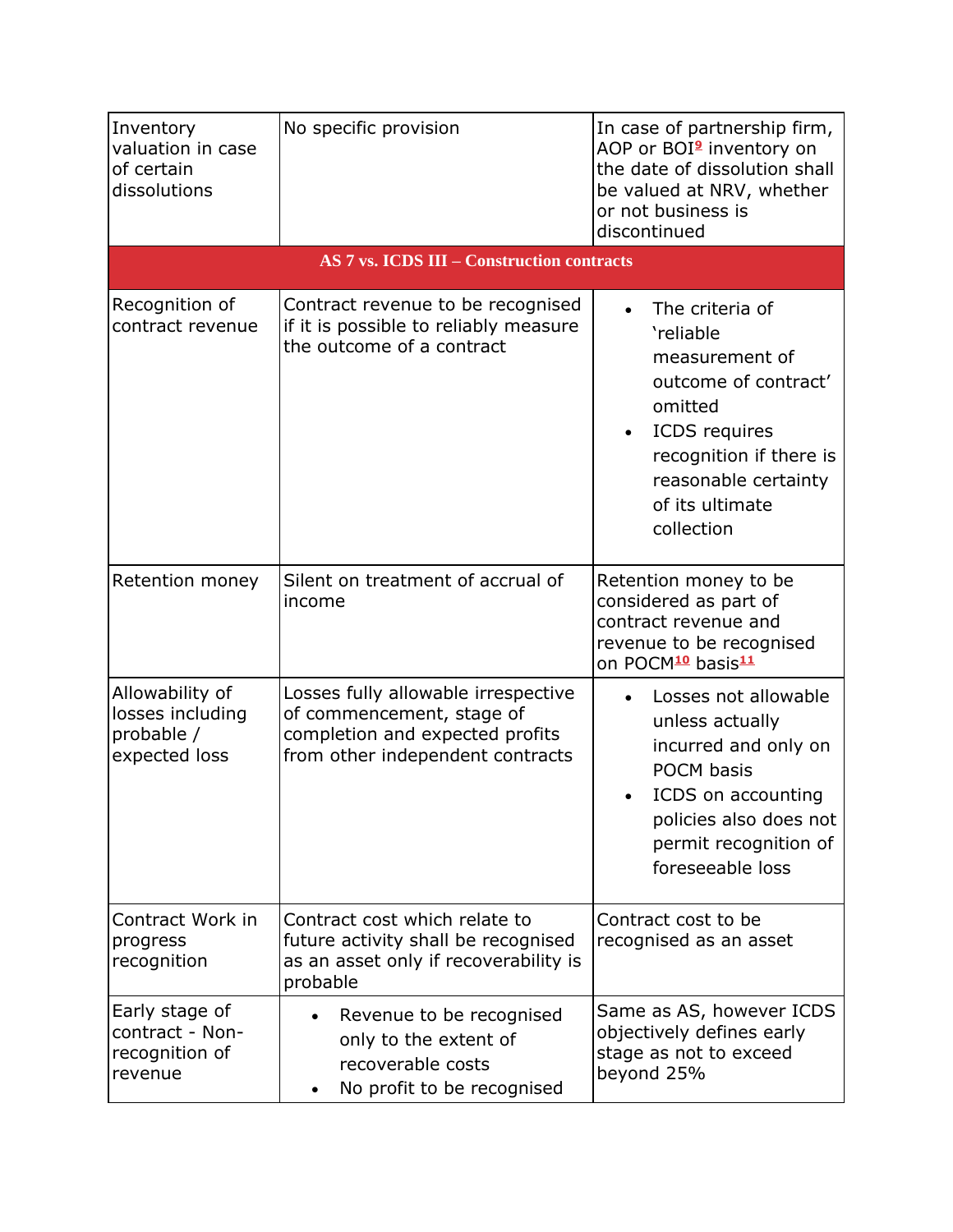| | | |
|---|---|---|
| Inventory valuation in case of certain dissolutions | No specific provision | In case of partnership firm, AOP or BOI[9] inventory on the date of dissolution shall be valued at NRV, whether or not business is discontinued |
| **AS 7 vs. ICDS III – Construction contracts** | | |
| Recognition of contract revenue | Contract revenue to be recognised if it is possible to reliably measure the outcome of a contract | • The criteria of 'reliable measurement of outcome of contract' omitted<br>• ICDS requires recognition if there is reasonable certainty of its ultimate collection |
| Retention money | Silent on treatment of accrual of income | Retention money to be considered as part of contract revenue and revenue to be recognised on POCM[10] basis[11] |
| Allowability of losses including probable / expected loss | Losses fully allowable irrespective of commencement, stage of completion and expected profits from other independent contracts | • Losses not allowable unless actually incurred and only on POCM basis<br>• ICDS on accounting policies also does not permit recognition of foreseeable loss |
| Contract Work in progress recognition | Contract cost which relate to future activity shall be recognised as an asset only if recoverability is probable | Contract cost to be recognised as an asset |
| Early stage of contract - Non-recognition of revenue | • Revenue to be recognised only to the extent of recoverable costs<br>• No profit to be recognised | Same as AS, however ICDS objectively defines early stage as not to exceed beyond 25% |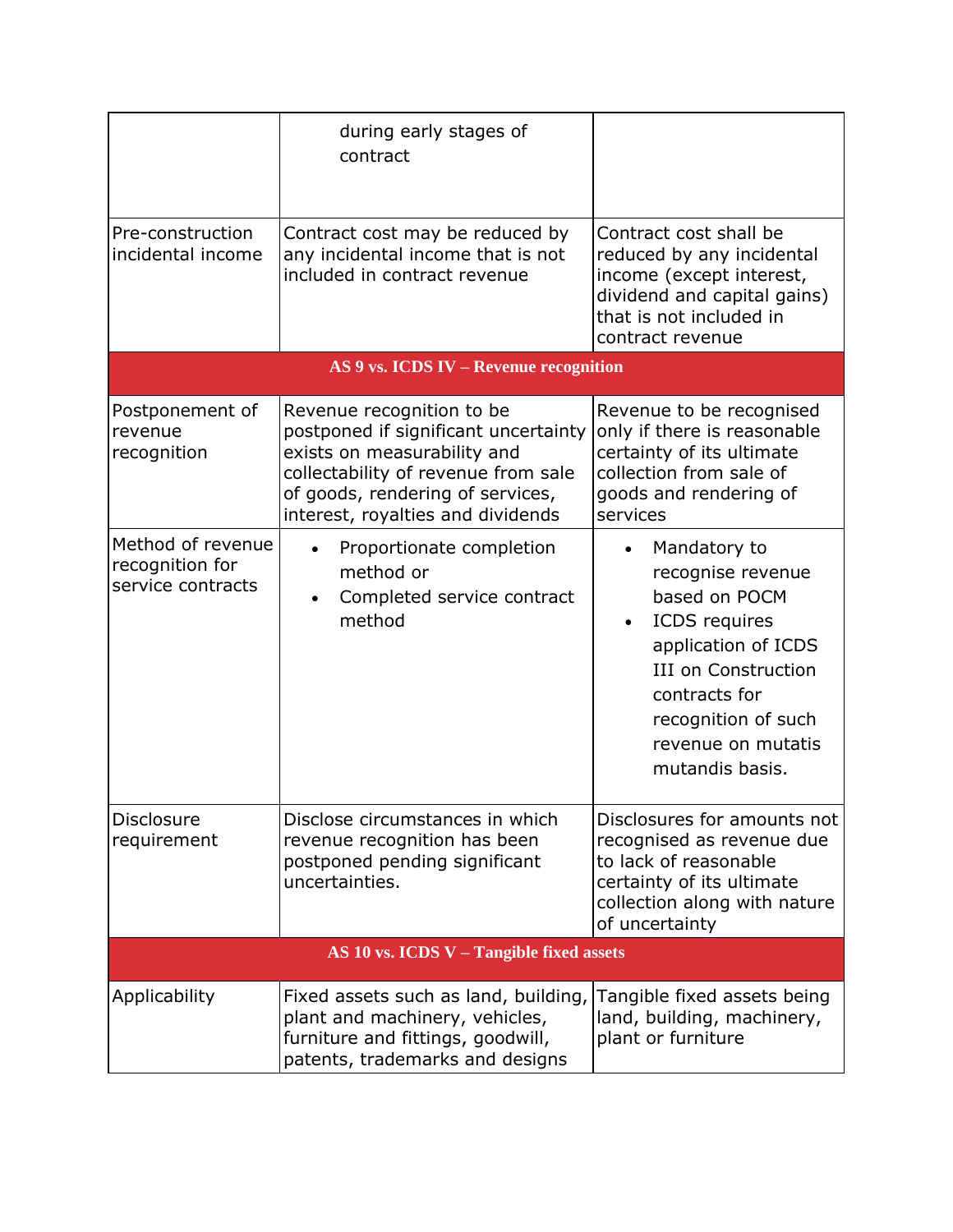| | | |
|---|---|---|
| | during early stages of contract | |
| Pre-construction incidental income | Contract cost may be reduced by any incidental income that is not included in contract revenue | Contract cost shall be reduced by any incidental income (except interest, dividend and capital gains) that is not included in contract revenue |
| **AS 9 vs. ICDS IV – Revenue recognition** | | |
| Postponement of revenue recognition | Revenue recognition to be postponed if significant uncertainty exists on measurability and collectability of revenue from sale of goods, rendering of services, interest, royalties and dividends | Revenue to be recognised only if there is reasonable certainty of its ultimate collection from sale of goods and rendering of services |
| Method of revenue recognition for service contracts | • Proportionate completion method or<br>• Completed service contract method | • Mandatory to recognise revenue based on POCM<br>• ICDS requires application of ICDS III on Construction contracts for recognition of such revenue on mutatis mutandis basis. |
| Disclosure requirement | Disclose circumstances in which revenue recognition has been postponed pending significant uncertainties. | Disclosures for amounts not recognised as revenue due to lack of reasonable certainty of its ultimate collection along with nature of uncertainty |
| **AS 10 vs. ICDS V – Tangible fixed assets** | | |
| Applicability | Fixed assets such as land, building, plant and machinery, vehicles, furniture and fittings, goodwill, patents, trademarks and designs | Tangible fixed assets being land, building, machinery, plant or furniture |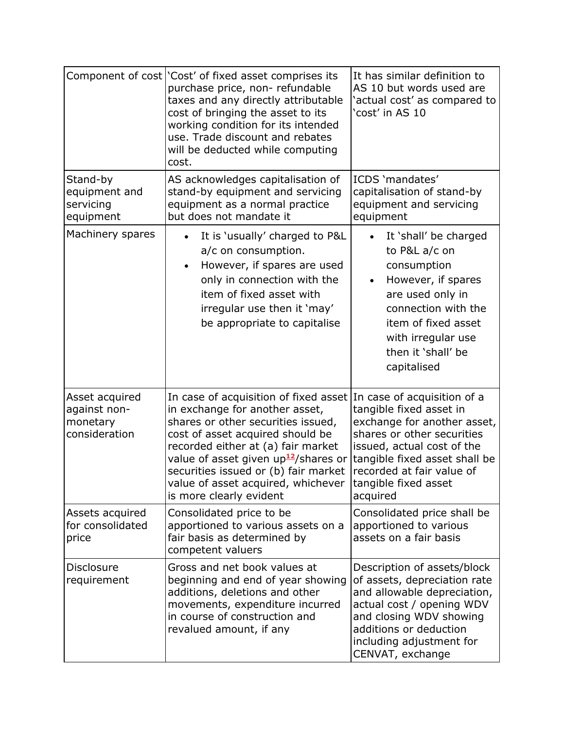| Component of cost | 'Cost' of fixed asset comprises its purchase price, non- refundable taxes and any directly attributable cost of bringing the asset to its working condition for its intended use. Trade discount and rebates will be deducted while computing cost. | It has similar definition to AS 10 but words used are 'actual cost' as compared to 'cost' in AS 10 |
|---|---|---|
| Stand-by equipment and servicing equipment | AS acknowledges capitalisation of stand-by equipment and servicing equipment as a normal practice but does not mandate it | ICDS 'mandates' capitalisation of stand-by equipment and servicing equipment |
| Machinery spares | • It is 'usually' charged to P&L a/c on consumption.<br>• However, if spares are used only in connection with the item of fixed asset with irregular use then it 'may' be appropriate to capitalise | • It 'shall' be charged to P&L a/c on consumption<br>• However, if spares are used only in connection with the item of fixed asset with irregular use then it 'shall' be capitalised |
| Asset acquired against non-monetary consideration | In case of acquisition of fixed asset in exchange for another asset, shares or other securities issued, cost of asset acquired should be recorded either at (a) fair market value of asset given up[12]/shares or securities issued or (b) fair market value of asset acquired, whichever is more clearly evident | In case of acquisition of a tangible fixed asset in exchange for another asset, shares or other securities issued, actual cost of the tangible fixed asset shall be recorded at fair value of tangible fixed asset acquired |
| Assets acquired for consolidated price | Consolidated price to be apportioned to various assets on a fair basis as determined by competent valuers | Consolidated price shall be apportioned to various assets on a fair basis |
| Disclosure requirement | Gross and net book values at beginning and end of year showing additions, deletions and other movements, expenditure incurred in course of construction and revalued amount, if any | Description of assets/block of assets, depreciation rate and allowable depreciation, actual cost / opening WDV and closing WDV showing additions or deduction including adjustment for CENVAT, exchange |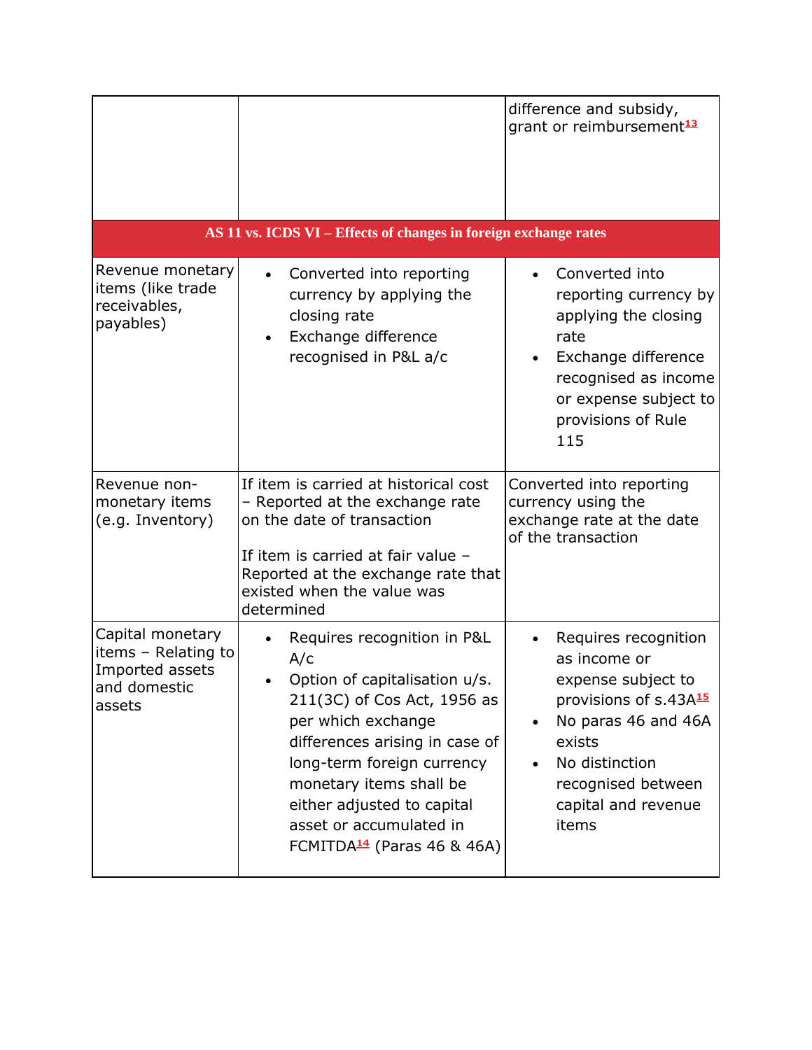| | | difference and subsidy, grant or reimbursement[13] |
|---|---|---|
| **AS 11 vs. ICDS VI – Effects of changes in foreign exchange rates** | | |
| Revenue monetary items (like trade receivables, payables) | • Converted into reporting currency by applying the closing rate<br>• Exchange difference recognised in P&L a/c | • Converted into reporting currency by applying the closing rate<br>• Exchange difference recognised as income or expense subject to provisions of Rule 115 |
| Revenue non-monetary items (e.g. Inventory) | If item is carried at historical cost – Reported at the exchange rate on the date of transaction<br><br>If item is carried at fair value – Reported at the exchange rate that existed when the value was determined | Converted into reporting currency using the exchange rate at the date of the transaction |
| Capital monetary items – Relating to Imported assets and domestic assets | • Requires recognition in P&L A/c<br>• Option of capitalisation u/s. 211(3C) of Cos Act, 1956 as per which exchange differences arising in case of long-term foreign currency monetary items shall be either adjusted to capital asset or accumulated in FCMITDA[14] (Paras 46 & 46A) | • Requires recognition as income or expense subject to provisions of s.43A[15]<br>• No paras 46 and 46A exists<br>• No distinction recognised between capital and revenue items |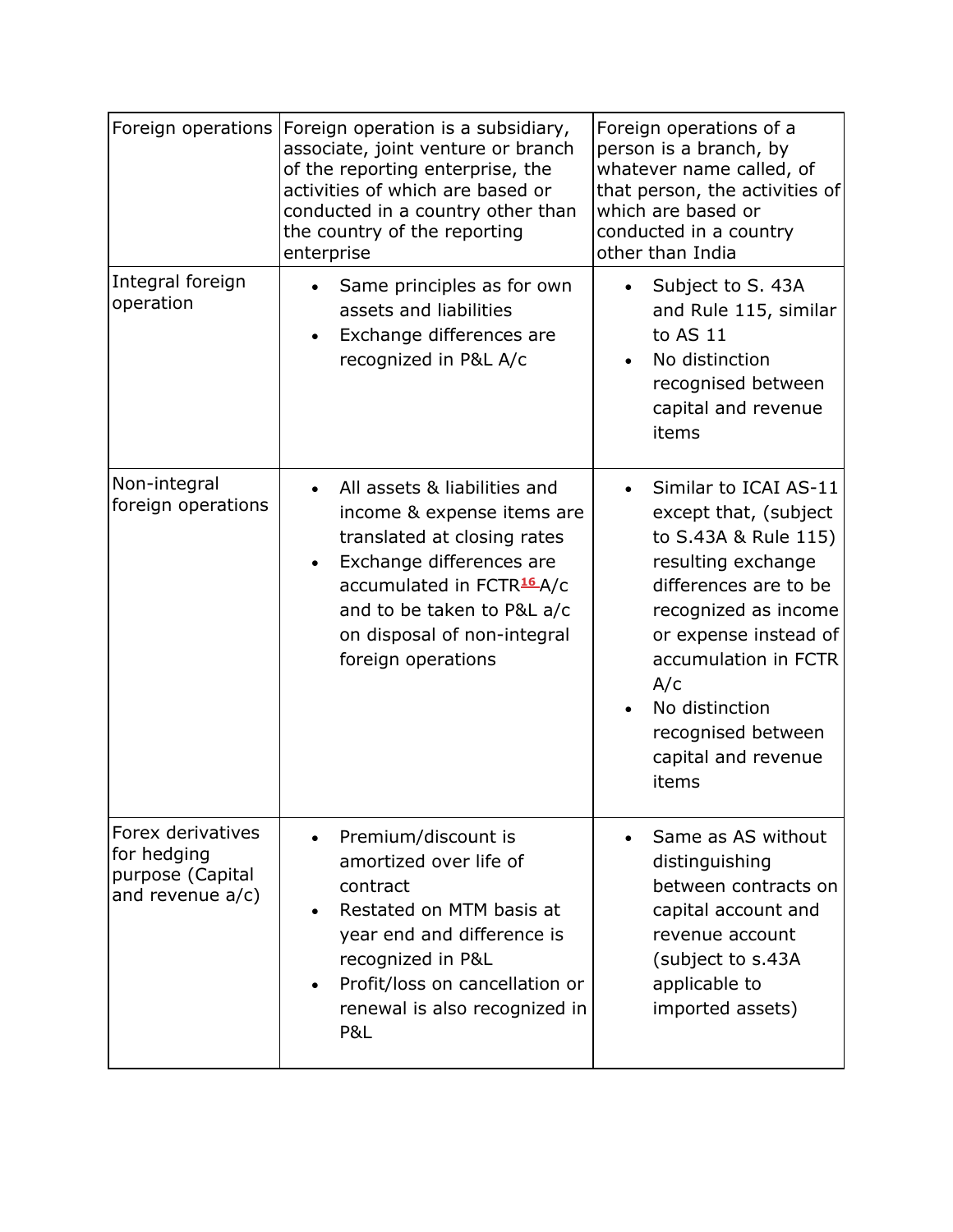| Foreign operations | Foreign operation is a subsidiary, associate, joint venture or branch of the reporting enterprise, the activities of which are based or conducted in a country other than the country of the reporting enterprise | Foreign operations of a person is a branch, by whatever name called, of that person, the activities of which are based or conducted in a country other than India |
|---|---|---|
| Integral foreign operation | • Same principles as for own assets and liabilities<br>• Exchange differences are recognized in P&L A/c | • Subject to S. 43A and Rule 115, similar to AS 11<br>• No distinction recognised between capital and revenue items |
| Non-integral foreign operations | • All assets & liabilities and income & expense items are translated at closing rates<br>• Exchange differences are accumulated in FCTR[16] A/c and to be taken to P&L a/c on disposal of non-integral foreign operations | • Similar to ICAI AS-11 except that, (subject to S.43A & Rule 115) resulting exchange differences are to be recognized as income or expense instead of accumulation in FCTR A/c<br>• No distinction recognised between capital and revenue items |
| Forex derivatives for hedging purpose (Capital and revenue a/c) | • Premium/discount is amortized over life of contract<br>• Restated on MTM basis at year end and difference is recognized in P&L<br>• Profit/loss on cancellation or renewal is also recognized in P&L | • Same as AS without distinguishing between contracts on capital account and revenue account (subject to s.43A applicable to imported assets) |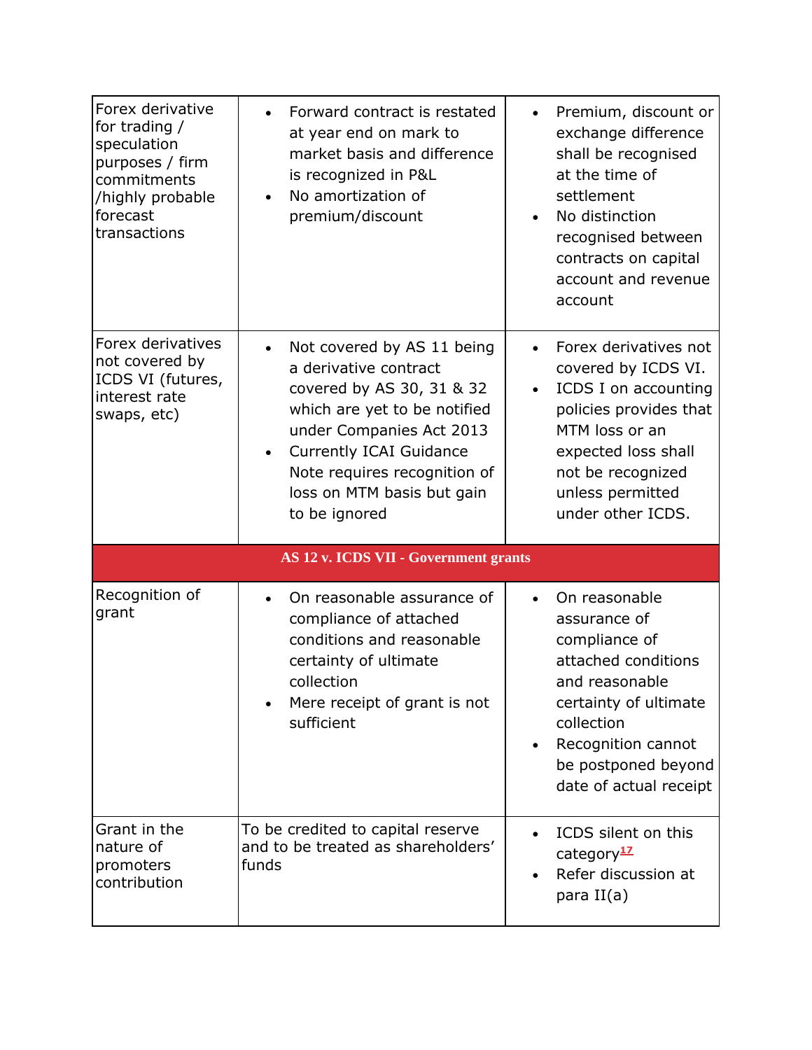| | | |
|---|---|---|
| Forex derivative for trading / speculation purposes / firm commitments /highly probable forecast transactions | • Forward contract is restated at year end on mark to market basis and difference is recognized in P&L<br>• No amortization of premium/discount | • Premium, discount or exchange difference shall be recognised at the time of settlement<br>• No distinction recognised between contracts on capital account and revenue account |
| Forex derivatives not covered by ICDS VI (futures, interest rate swaps, etc) | • Not covered by AS 11 being a derivative contract covered by AS 30, 31 & 32 which are yet to be notified under Companies Act 2013<br>• Currently ICAI Guidance Note requires recognition of loss on MTM basis but gain to be ignored | • Forex derivatives not covered by ICDS VI.<br>• ICDS I on accounting policies provides that MTM loss or an expected loss shall not be recognized unless permitted under other ICDS. |
| **AS 12 v. ICDS VII - Government grants** | | |
| Recognition of grant | • On reasonable assurance of compliance of attached conditions and reasonable certainty of ultimate collection<br>• Mere receipt of grant is not sufficient | • On reasonable assurance of compliance of attached conditions and reasonable certainty of ultimate collection<br>• Recognition cannot be postponed beyond date of actual receipt |
| Grant in the nature of promoters contribution | To be credited to capital reserve and to be treated as shareholders' funds | • ICDS silent on this category[17]<br>• Refer discussion at para II(a) |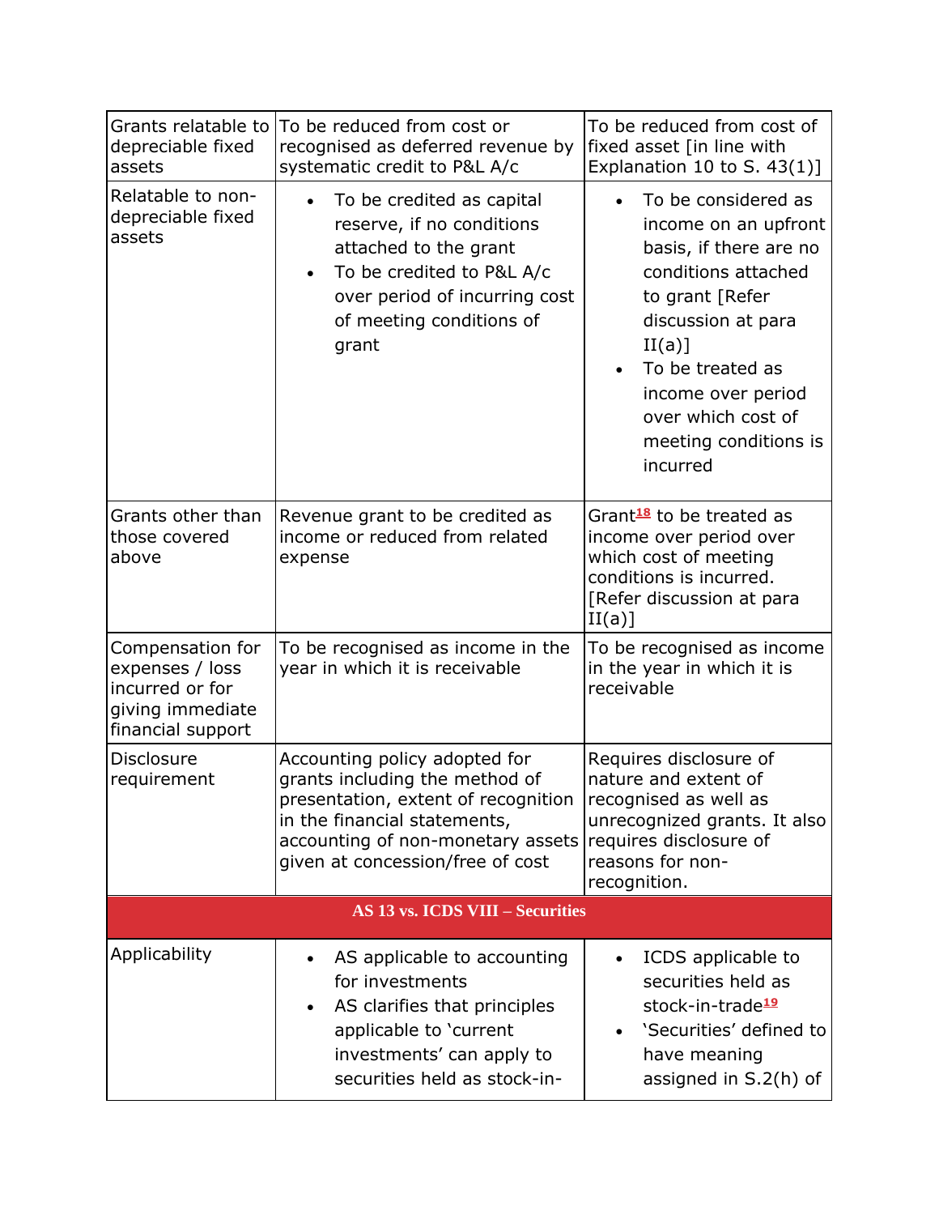| | | |
|---|---|---|
| Grants relatable to depreciable fixed assets | To be reduced from cost or recognised as deferred revenue by systematic credit to P&L A/c | To be reduced from cost of fixed asset [in line with Explanation 10 to S. 43(1)] |
| Relatable to non-depreciable fixed assets | • To be credited as capital reserve, if no conditions attached to the grant<br>• To be credited to P&L A/c over period of incurring cost of meeting conditions of grant | • To be considered as income on an upfront basis, if there are no conditions attached to grant [Refer discussion at para II(a)]<br>• To be treated as income over period over which cost of meeting conditions is incurred |
| Grants other than those covered above | Revenue grant to be credited as income or reduced from related expense | Grant[18] to be treated as income over period over which cost of meeting conditions is incurred. [Refer discussion at para II(a)] |
| Compensation for expenses / loss incurred or for giving immediate financial support | To be recognised as income in the year in which it is receivable | To be recognised as income in the year in which it is receivable |
| Disclosure requirement | Accounting policy adopted for grants including the method of presentation, extent of recognition in the financial statements, accounting of non-monetary assets given at concession/free of cost | Requires disclosure of nature and extent of recognised as well as unrecognized grants. It also requires disclosure of reasons for non-recognition. |
| **AS 13 vs. ICDS VIII – Securities** | | |
| Applicability | • AS applicable to accounting for investments<br>• AS clarifies that principles applicable to 'current investments' can apply to securities held as stock-in- | • ICDS applicable to securities held as stock-in-trade[19]<br>• 'Securities' defined to have meaning assigned in S.2(h) of |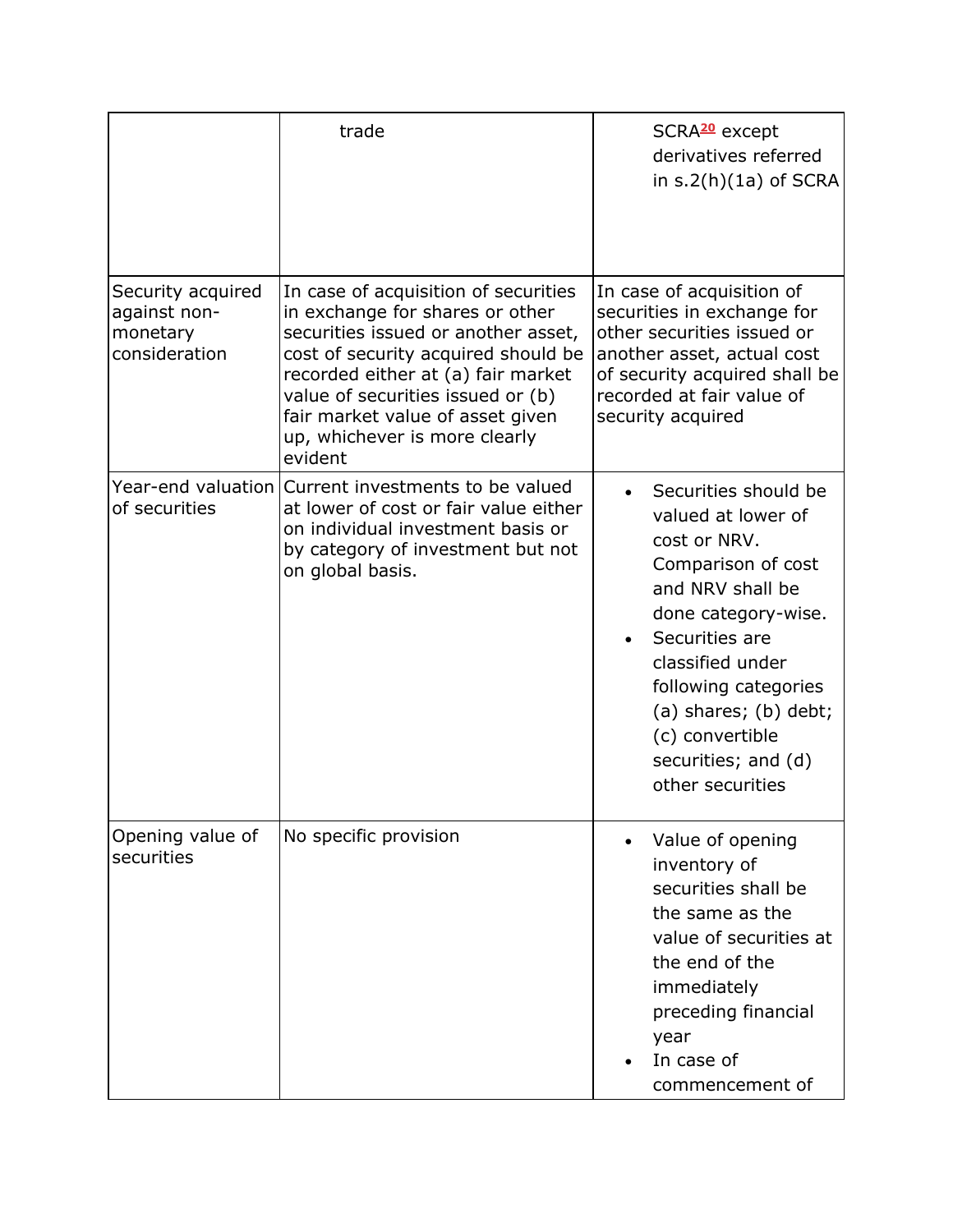| | | |
|---|---|---|
| | trade | SCRA[20] except derivatives referred in s.2(h)(1a) of SCRA |
| Security acquired against non-monetary consideration | In case of acquisition of securities in exchange for shares or other securities issued or another asset, cost of security acquired should be recorded either at (a) fair market value of securities issued or (b) fair market value of asset given up, whichever is more clearly evident | In case of acquisition of securities in exchange for other securities issued or another asset, actual cost of security acquired shall be recorded at fair value of security acquired |
| Year-end valuation of securities | Current investments to be valued at lower of cost or fair value either on individual investment basis or by category of investment but not on global basis. | • Securities should be valued at lower of cost or NRV. Comparison of cost and NRV shall be done category-wise.<br>• Securities are classified under following categories (a) shares; (b) debt; (c) convertible securities; and (d) other securities |
| Opening value of securities | No specific provision | • Value of opening inventory of securities shall be the same as the value of securities at the end of the immediately preceding financial year<br>• In case of commencement of |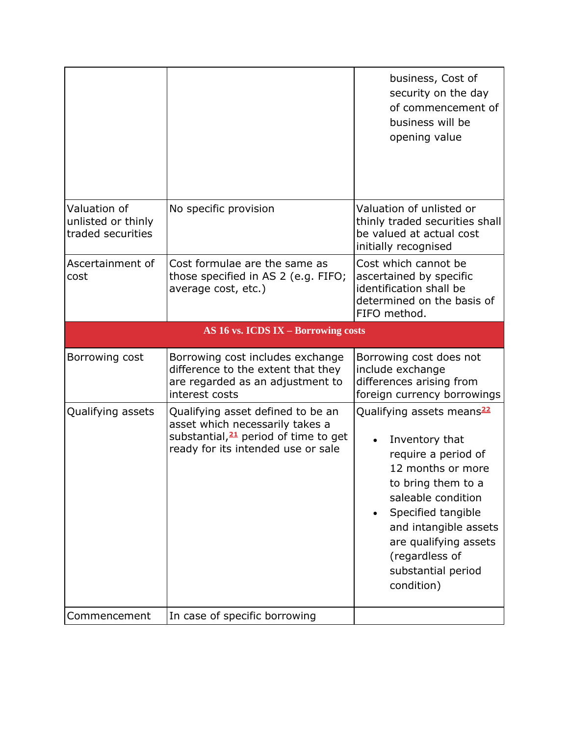| | | |
|---|---|---|
| | | business, Cost of security on the day of commencement of business will be opening value |
| Valuation of unlisted or thinly traded securities | No specific provision | Valuation of unlisted or thinly traded securities shall be valued at actual cost initially recognised |
| Ascertainment of cost | Cost formulae are the same as those specified in AS 2 (e.g. FIFO; average cost, etc.) | Cost which cannot be ascertained by specific identification shall be determined on the basis of FIFO method. |
| **AS 16 vs. ICDS IX – Borrowing costs** | | |
| Borrowing cost | Borrowing cost includes exchange difference to the extent that they are regarded as an adjustment to interest costs | Borrowing cost does not include exchange differences arising from foreign currency borrowings |
| Qualifying assets | Qualifying asset defined to be an asset which necessarily takes a substantial,[21] period of time to get ready for its intended use or sale | Qualifying assets means[22]<br>• Inventory that require a period of 12 months or more to bring them to a saleable condition<br>• Specified tangible and intangible assets are qualifying assets (regardless of substantial period condition) |
| Commencement | In case of specific borrowing | |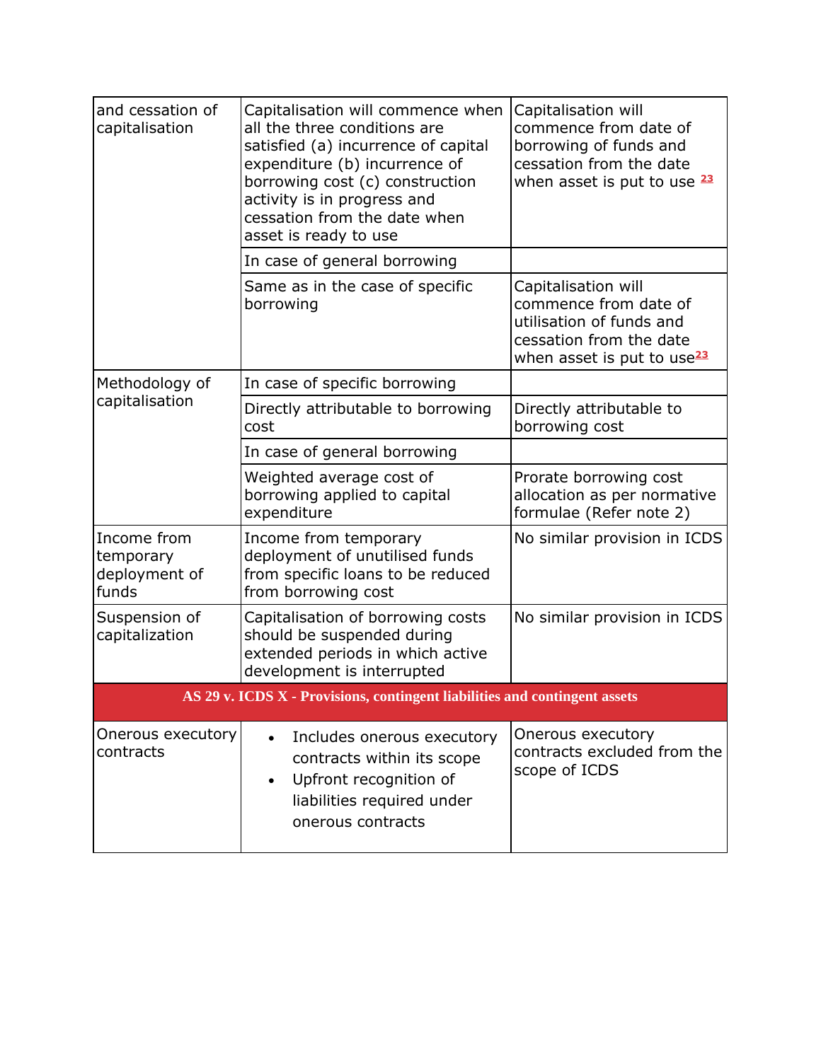| and cessation of capitalisation | Capitalisation will commence when all the three conditions are satisfied (a) incurrence of capital expenditure (b) incurrence of borrowing cost (c) construction activity is in progress and cessation from the date when asset is ready to use | Capitalisation will commence from date of borrowing of funds and cessation from the date when asset is put to use [23] |
|---|---|---|
| | In case of general borrowing | |
| | Same as in the case of specific borrowing | Capitalisation will commence from date of utilisation of funds and cessation from the date when asset is put to use[23] |
| Methodology of capitalisation | In case of specific borrowing | |
| | Directly attributable to borrowing cost | Directly attributable to borrowing cost |
| | In case of general borrowing | |
| | Weighted average cost of borrowing applied to capital expenditure | Prorate borrowing cost allocation as per normative formulae (Refer note 2) |
| Income from temporary deployment of funds | Income from temporary deployment of unutilised funds from specific loans to be reduced from borrowing cost | No similar provision in ICDS |
| Suspension of capitalization | Capitalisation of borrowing costs should be suspended during extended periods in which active development is interrupted | No similar provision in ICDS |
| **AS 29 v. ICDS X - Provisions, contingent liabilities and contingent assets** | | |
| Onerous executory contracts | • Includes onerous executory contracts within its scope<br>• Upfront recognition of liabilities required under onerous contracts | Onerous executory contracts excluded from the scope of ICDS |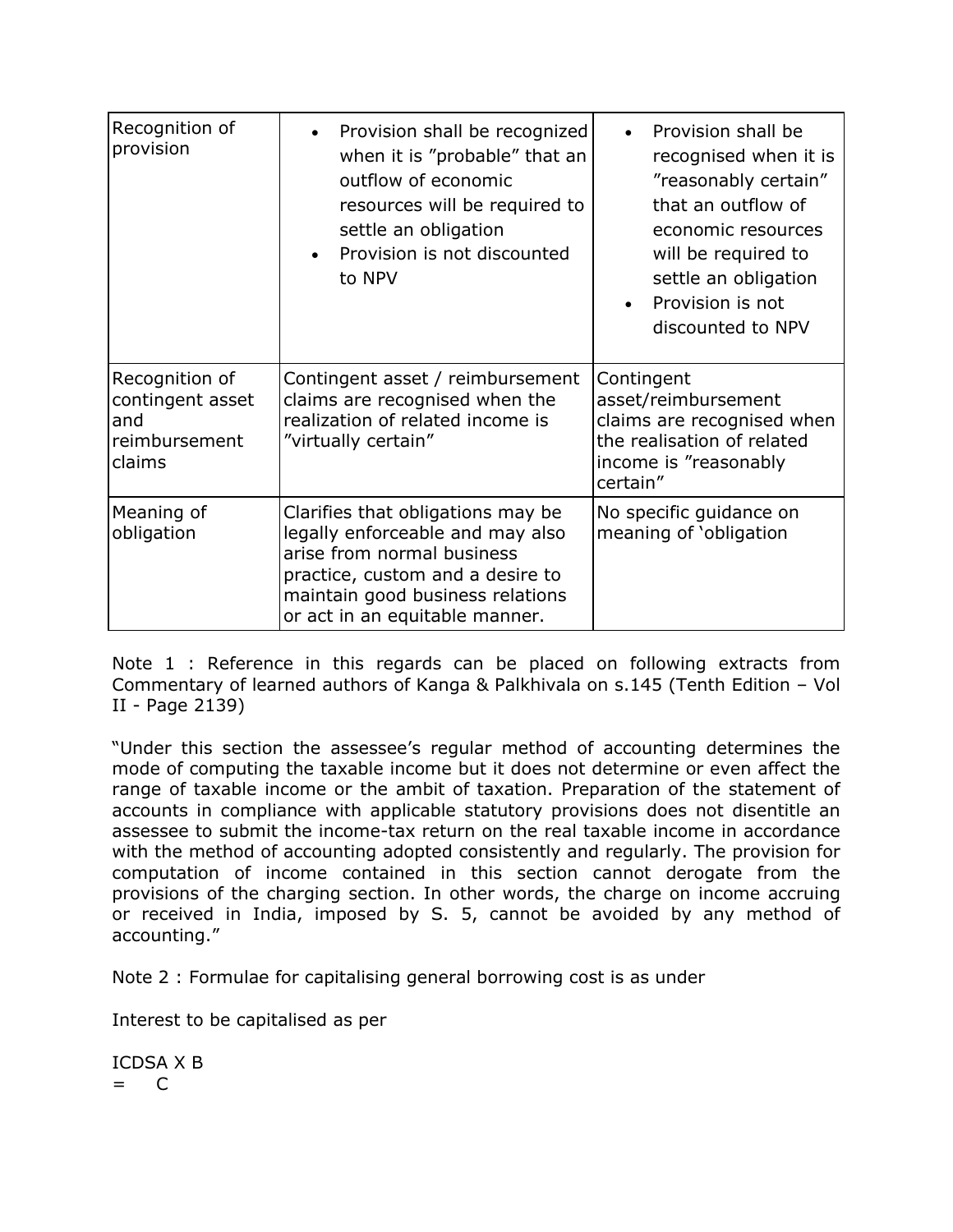| Recognition of provision | <ul><li>Provision shall be recognized when it is "probable" that an outflow of economic resources will be required to settle an obligation</li><li>Provision is not discounted to NPV</li></ul> | <ul><li>Provision shall be recognised when it is "reasonably certain" that an outflow of economic resources will be required to settle an obligation</li><li>Provision is not discounted to NPV</li></ul> |
|---|---|---|
| Recognition of contingent asset and reimbursement claims | Contingent asset / reimbursement claims are recognised when the realization of related income is "virtually certain" | Contingent asset/reimbursement claims are recognised when the realisation of related income is "reasonably certain" |
| Meaning of obligation | Clarifies that obligations may be legally enforceable and may also arise from normal business practice, custom and a desire to maintain good business relations or act in an equitable manner. | No specific guidance on meaning of 'obligation |

Note 1 : Reference in this regards can be placed on following extracts from Commentary of learned authors of Kanga & Palkhivala on s.145 (Tenth Edition – Vol II - Page 2139)

"Under this section the assessee's regular method of accounting determines the mode of computing the taxable income but it does not determine or even affect the range of taxable income or the ambit of taxation. Preparation of the statement of accounts in compliance with applicable statutory provisions does not disentitle an assessee to submit the income-tax return on the real taxable income in accordance with the method of accounting adopted consistently and regularly. The provision for computation of income contained in this section cannot derogate from the provisions of the charging section. In other words, the charge on income accruing or received in India, imposed by S. 5, cannot be avoided by any method of accounting."

Note 2 : Formulae for capitalising general borrowing cost is as under

Interest to be capitalised as per

ICDSA X B
= C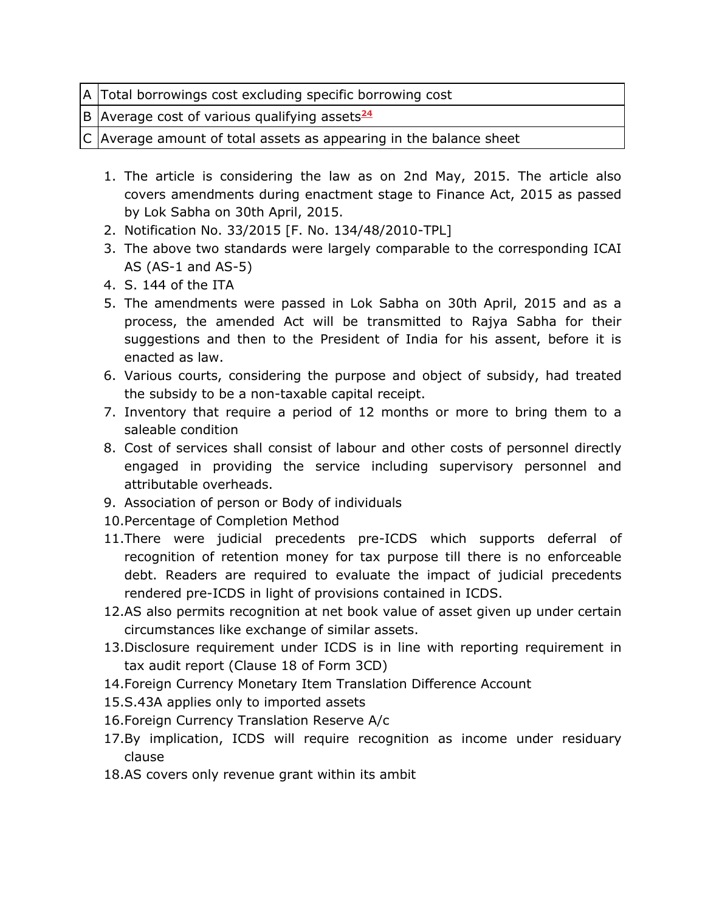| A | Total borrowings cost excluding specific borrowing cost |
|---|---|
| B | Average cost of various qualifying assets[24] |
| C | Average amount of total assets as appearing in the balance sheet |

1. The article is considering the law as on 2nd May, 2015. The article also covers amendments during enactment stage to Finance Act, 2015 as passed by Lok Sabha on 30th April, 2015.
2. Notification No. 33/2015 [F. No. 134/48/2010-TPL]
3. The above two standards were largely comparable to the corresponding ICAI AS (AS-1 and AS-5)
4. S. 144 of the ITA
5. The amendments were passed in Lok Sabha on 30th April, 2015 and as a process, the amended Act will be transmitted to Rajya Sabha for their suggestions and then to the President of India for his assent, before it is enacted as law.
6. Various courts, considering the purpose and object of subsidy, had treated the subsidy to be a non-taxable capital receipt.
7. Inventory that require a period of 12 months or more to bring them to a saleable condition
8. Cost of services shall consist of labour and other costs of personnel directly engaged in providing the service including supervisory personnel and attributable overheads.
9. Association of person or Body of individuals
10. Percentage of Completion Method
11. There were judicial precedents pre-ICDS which supports deferral of recognition of retention money for tax purpose till there is no enforceable debt. Readers are required to evaluate the impact of judicial precedents rendered pre-ICDS in light of provisions contained in ICDS.
12. AS also permits recognition at net book value of asset given up under certain circumstances like exchange of similar assets.
13. Disclosure requirement under ICDS is in line with reporting requirement in tax audit report (Clause 18 of Form 3CD)
14. Foreign Currency Monetary Item Translation Difference Account
15. S.43A applies only to imported assets
16. Foreign Currency Translation Reserve A/c
17. By implication, ICDS will require recognition as income under residuary clause
18. AS covers only revenue grant within its ambit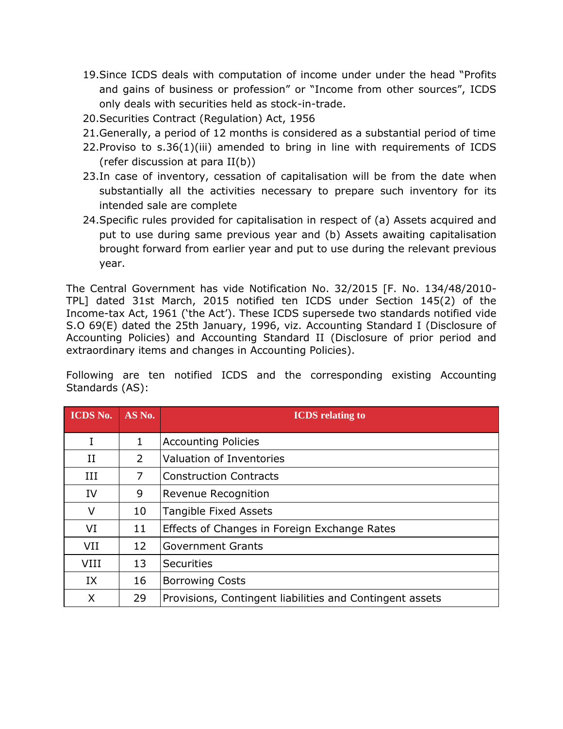19. Since ICDS deals with computation of income under under the head "Profits and gains of business or profession" or "Income from other sources", ICDS only deals with securities held as stock-in-trade.
20. Securities Contract (Regulation) Act, 1956
21. Generally, a period of 12 months is considered as a substantial period of time
22. Proviso to s.36(1)(iii) amended to bring in line with requirements of ICDS (refer discussion at para II(b))
23. In case of inventory, cessation of capitalisation will be from the date when substantially all the activities necessary to prepare such inventory for its intended sale are complete
24. Specific rules provided for capitalisation in respect of (a) Assets acquired and put to use during same previous year and (b) Assets awaiting capitalisation brought forward from earlier year and put to use during the relevant previous year.

The Central Government has vide Notification No. 32/2015 [F. No. 134/48/2010-TPL] dated 31st March, 2015 notified ten ICDS under Section 145(2) of the Income-tax Act, 1961 ('the Act'). These ICDS supersede two standards notified vide S.O 69(E) dated the 25th January, 1996, viz. Accounting Standard I (Disclosure of Accounting Policies) and Accounting Standard II (Disclosure of prior period and extraordinary items and changes in Accounting Policies).

Following are ten notified ICDS and the corresponding existing Accounting Standards (AS):

| ICDS No. | AS No. | ICDS relating to |
|---|---|---|
| I | 1 | Accounting Policies |
| II | 2 | Valuation of Inventories |
| III | 7 | Construction Contracts |
| IV | 9 | Revenue Recognition |
| V | 10 | Tangible Fixed Assets |
| VI | 11 | Effects of Changes in Foreign Exchange Rates |
| VII | 12 | Government Grants |
| VIII | 13 | Securities |
| IX | 16 | Borrowing Costs |
| X | 29 | Provisions, Contingent liabilities and Contingent assets |